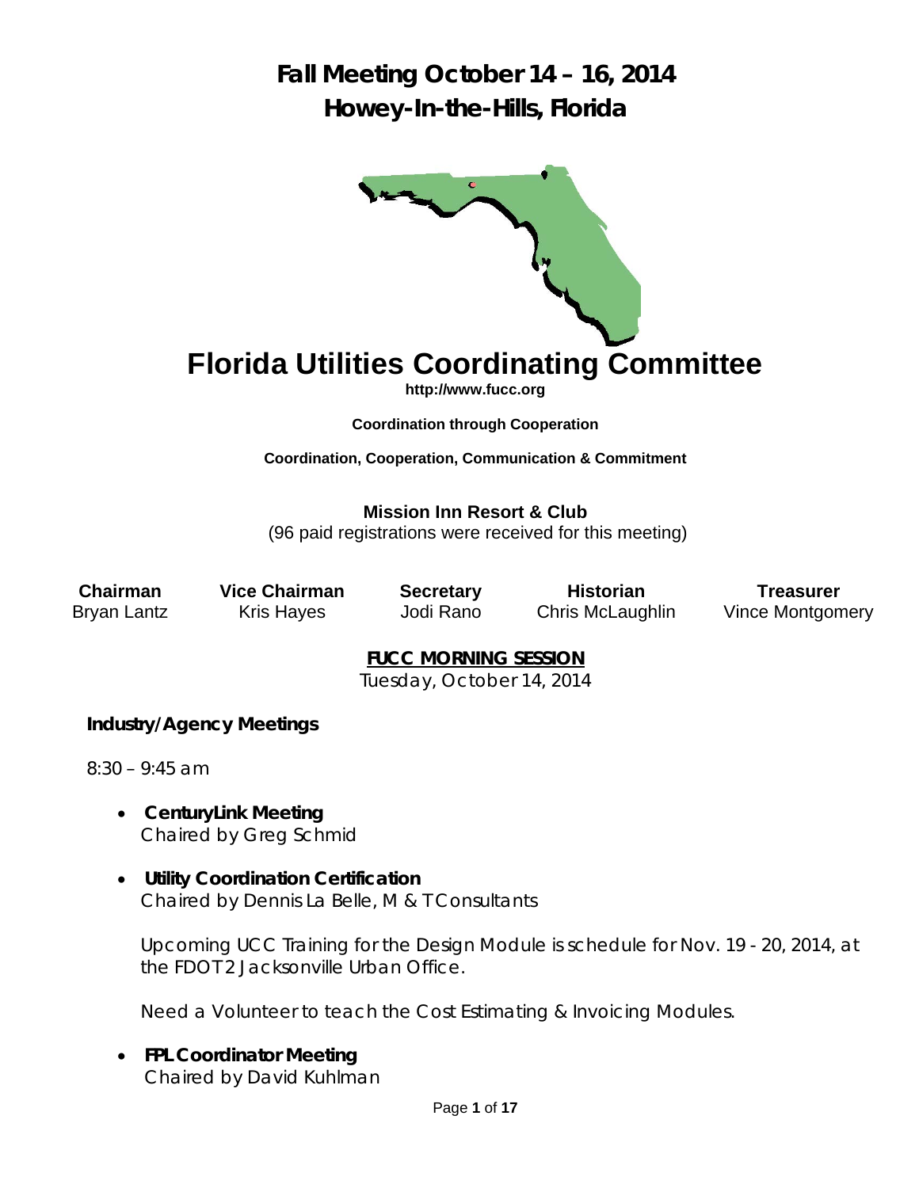# Fall Meeting October 14 – 16, 2014
# Howey-In-the-Hills, Florida

# Florida Utilities Coordinating Committee

**http://www.fucc.org**

**Coordination through Cooperation**

**Coordination, Cooperation, Communication & Commitment**

**Mission Inn Resort & Club**

(96 paid registrations were received for this meeting)

| Chairman | Vice Chairman | Secretary | Historian | Treasurer |
|---|---|---|---|---|
| Bryan Lantz | Kris Hayes | Jodi Rano | Chris McLaughlin | Vince Montgomery |

## FUCC MORNING SESSION

Tuesday, October 14, 2014

### Industry/Agency Meetings

8:30 – 9:45 am

- **CenturyLink Meeting**
  Chaired by Greg Schmid

- **Utility Coordination Certification**
  Chaired by Dennis La Belle, M & T Consultants

  Upcoming UCC Training for the Design Module is schedule for Nov. 19 - 20, 2014, at the FDOT2 Jacksonville Urban Office.

  Need a Volunteer to teach the Cost Estimating & Invoicing Modules.

- **FPL Coordinator Meeting**
  Chaired by David Kuhlman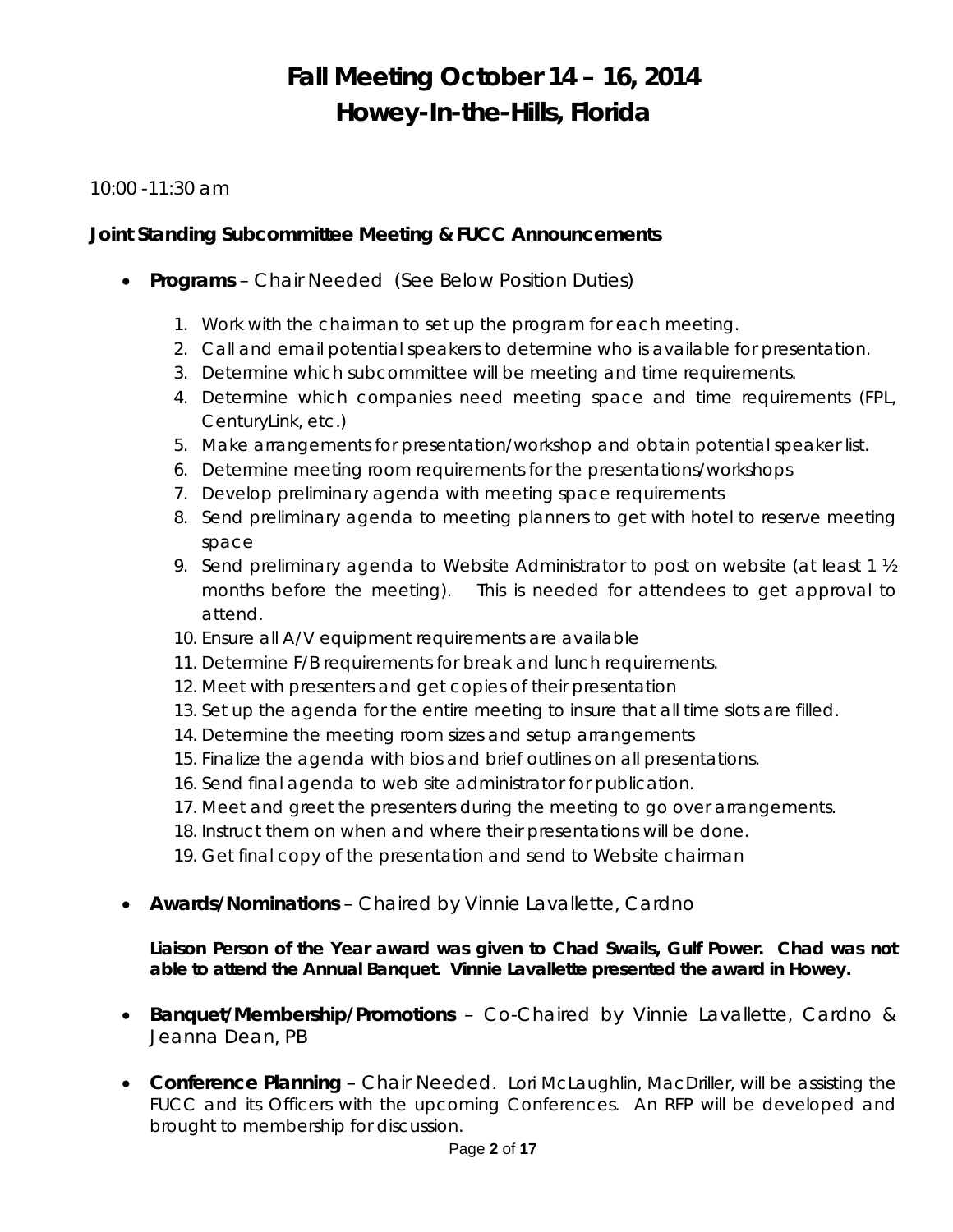# Fall Meeting October 14 – 16, 2014
# Howey-In-the-Hills, Florida

10:00 -11:30 am

**Joint Standing Subcommittee Meeting & FUCC Announcements**

- **Programs** – Chair Needed (See Below Position Duties)

  1. Work with the chairman to set up the program for each meeting.
  2. Call and email potential speakers to determine who is available for presentation.
  3. Determine which subcommittee will be meeting and time requirements.
  4. Determine which companies need meeting space and time requirements (FPL, CenturyLink, etc.)
  5. Make arrangements for presentation/workshop and obtain potential speaker list.
  6. Determine meeting room requirements for the presentations/workshops
  7. Develop preliminary agenda with meeting space requirements
  8. Send preliminary agenda to meeting planners to get with hotel to reserve meeting space
  9. Send preliminary agenda to Website Administrator to post on website (at least 1 ½ months before the meeting). This is needed for attendees to get approval to attend.
  10. Ensure all A/V equipment requirements are available
  11. Determine F/B requirements for break and lunch requirements.
  12. Meet with presenters and get copies of their presentation
  13. Set up the agenda for the entire meeting to insure that all time slots are filled.
  14. Determine the meeting room sizes and setup arrangements
  15. Finalize the agenda with bios and brief outlines on all presentations.
  16. Send final agenda to web site administrator for publication.
  17. Meet and greet the presenters during the meeting to go over arrangements.
  18. Instruct them on when and where their presentations will be done.
  19. Get final copy of the presentation and send to Website chairman

- **Awards/Nominations** – Chaired by Vinnie Lavallette, Cardno

  **Liaison Person of the Year award was given to Chad Swails, Gulf Power. Chad was not able to attend the Annual Banquet. Vinnie Lavallette presented the award in Howey.**

- **Banquet/Membership/Promotions** – Co-Chaired by Vinnie Lavallette, Cardno & Jeanna Dean, PB

- **Conference Planning** – Chair Needed. Lori McLaughlin, MacDriller, will be assisting the FUCC and its Officers with the upcoming Conferences. An RFP will be developed and brought to membership for discussion.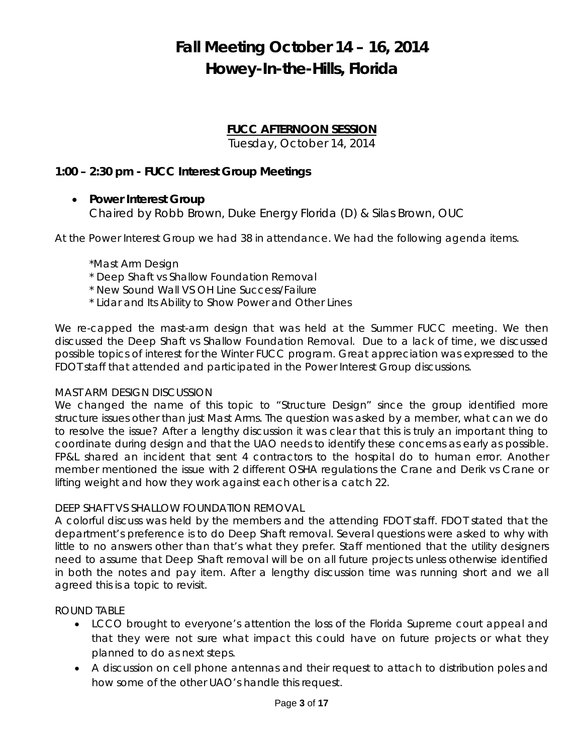# Fall Meeting October 14 – 16, 2014
# Howey-In-the-Hills, Florida

**FUCC AFTERNOON SESSION**

Tuesday, October 14, 2014

### 1:00 – 2:30 pm - FUCC Interest Group Meetings

- **Power Interest Group**
  Chaired by Robb Brown, Duke Energy Florida (D) & Silas Brown, OUC

At the Power Interest Group we had 38 in attendance. We had the following agenda items.

*Mast Arm Design
* Deep Shaft vs Shallow Foundation Removal
* New Sound Wall VS OH Line Success/Failure
* Lidar and Its Ability to Show Power and Other Lines

We re-capped the mast-arm design that was held at the Summer FUCC meeting. We then discussed the Deep Shaft vs Shallow Foundation Removal. Due to a lack of time, we discussed possible topics of interest for the Winter FUCC program. Great appreciation was expressed to the FDOT staff that attended and participated in the Power Interest Group discussions.

MAST ARM DESIGN DISCUSSION

We changed the name of this topic to "Structure Design" since the group identified more structure issues other than just Mast Arms. The question was asked by a member, what can we do to resolve the issue? After a lengthy discussion it was clear that this is truly an important thing to coordinate during design and that the UAO needs to identify these concerns as early as possible. FP&L shared an incident that sent 4 contractors to the hospital do to human error. Another member mentioned the issue with 2 different OSHA regulations the Crane and Derik vs Crane or lifting weight and how they work against each other is a catch 22.

DEEP SHAFT VS SHALLOW FOUNDATION REMOVAL

A colorful discuss was held by the members and the attending FDOT staff. FDOT stated that the department's preference is to do Deep Shaft removal. Several questions were asked to why with little to no answers other than that's what they prefer. Staff mentioned that the utility designers need to assume that Deep Shaft removal will be on all future projects unless otherwise identified in both the notes and pay item. After a lengthy discussion time was running short and we all agreed this is a topic to revisit.

ROUND TABLE

- LCCO brought to everyone's attention the loss of the Florida Supreme court appeal and that they were not sure what impact this could have on future projects or what they planned to do as next steps.
- A discussion on cell phone antennas and their request to attach to distribution poles and how some of the other UAO's handle this request.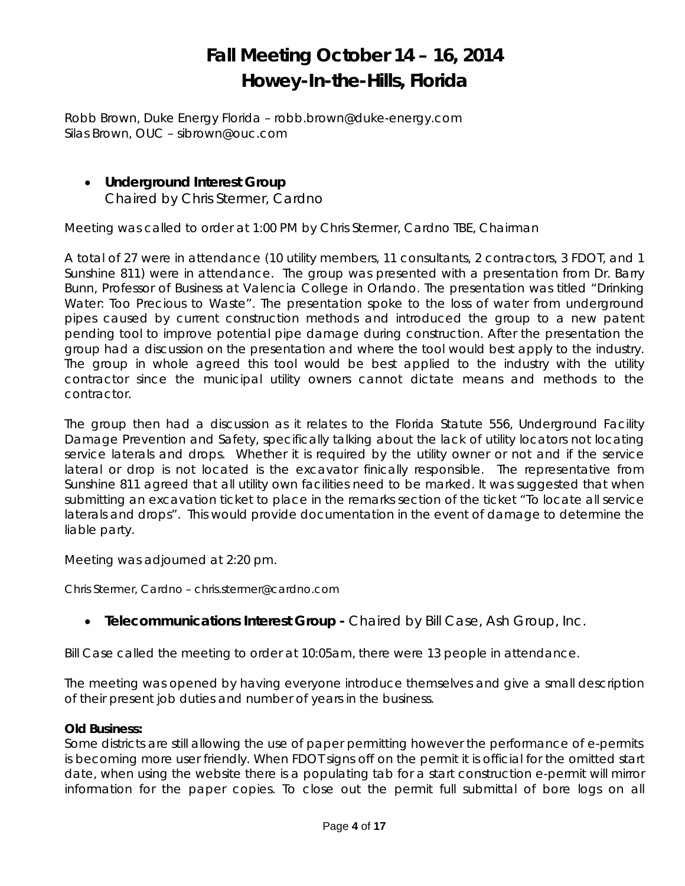# Fall Meeting October 14 – 16, 2014
# Howey-In-the-Hills, Florida

Robb Brown, Duke Energy Florida – robb.brown@duke-energy.com
Silas Brown, OUC – sibrown@ouc.com

- **Underground Interest Group**
  Chaired by Chris Stermer, Cardno

Meeting was called to order at 1:00 PM by Chris Stermer, Cardno TBE, Chairman

A total of 27 were in attendance (10 utility members, 11 consultants, 2 contractors, 3 FDOT, and 1 Sunshine 811) were in attendance. The group was presented with a presentation from Dr. Barry Bunn, Professor of Business at Valencia College in Orlando. The presentation was titled "Drinking Water: Too Precious to Waste". The presentation spoke to the loss of water from underground pipes caused by current construction methods and introduced the group to a new patent pending tool to improve potential pipe damage during construction. After the presentation the group had a discussion on the presentation and where the tool would best apply to the industry. The group in whole agreed this tool would be best applied to the industry with the utility contractor since the municipal utility owners cannot dictate means and methods to the contractor.

The group then had a discussion as it relates to the Florida Statute 556, Underground Facility Damage Prevention and Safety, specifically talking about the lack of utility locators not locating service laterals and drops. Whether it is required by the utility owner or not and if the service lateral or drop is not located is the excavator finically responsible. The representative from Sunshine 811 agreed that all utility own facilities need to be marked. It was suggested that when submitting an excavation ticket to place in the remarks section of the ticket "To locate all service laterals and drops". This would provide documentation in the event of damage to determine the liable party.

Meeting was adjourned at 2:20 pm.

Chris Stermer, Cardno – chris.stermer@cardno.com

- **Telecommunications Interest Group -** Chaired by Bill Case, Ash Group, Inc.

Bill Case called the meeting to order at 10:05am, there were 13 people in attendance.

The meeting was opened by having everyone introduce themselves and give a small description of their present job duties and number of years in the business.

**Old Business:**
Some districts are still allowing the use of paper permitting however the performance of e-permits is becoming more user friendly. When FDOT signs off on the permit it is official for the omitted start date, when using the website there is a populating tab for a start construction e-permit will mirror information for the paper copies. To close out the permit full submittal of bore logs on all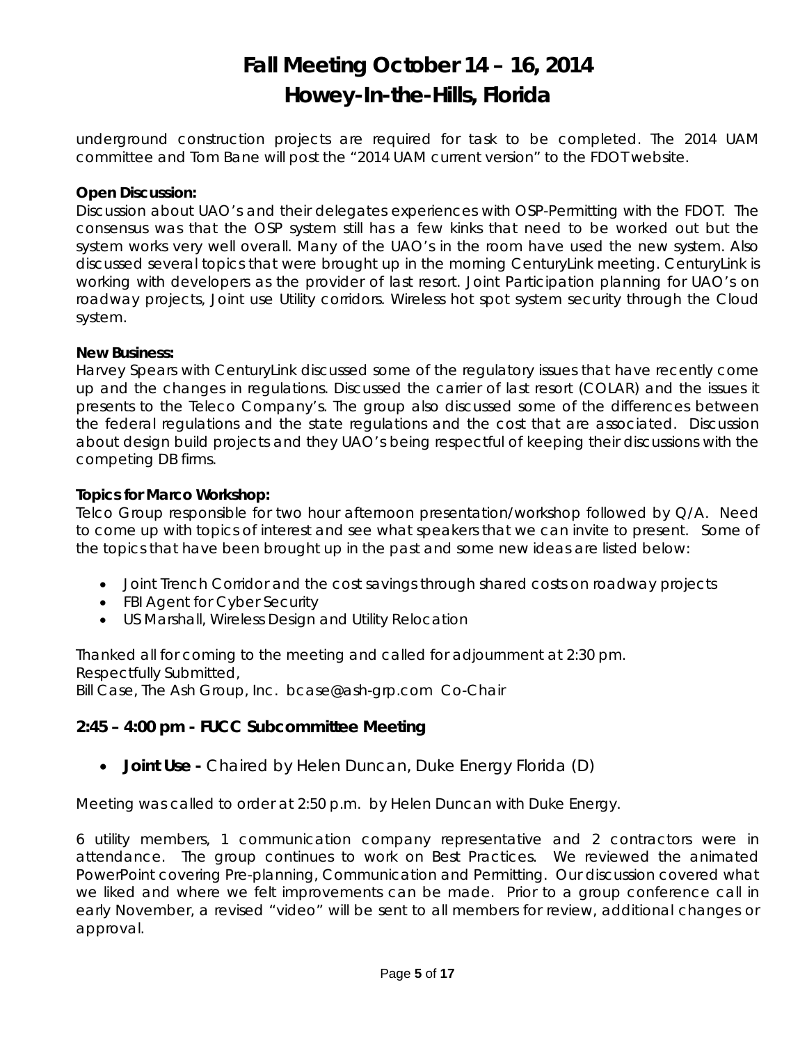underground construction projects are required for task to be completed. The 2014 UAM committee and Tom Bane will post the "2014 UAM current version" to the FDOT website.

**Open Discussion:**
Discussion about UAO's and their delegates experiences with OSP-Permitting with the FDOT. The consensus was that the OSP system still has a few kinks that need to be worked out but the system works very well overall. Many of the UAO's in the room have used the new system. Also discussed several topics that were brought up in the morning CenturyLink meeting. CenturyLink is working with developers as the provider of last resort. Joint Participation planning for UAO's on roadway projects, Joint use Utility corridors. Wireless hot spot system security through the Cloud system.

**New Business:**
Harvey Spears with CenturyLink discussed some of the regulatory issues that have recently come up and the changes in regulations. Discussed the carrier of last resort (COLAR) and the issues it presents to the Teleco Company's. The group also discussed some of the differences between the federal regulations and the state regulations and the cost that are associated. Discussion about design build projects and they UAO's being respectful of keeping their discussions with the competing DB firms.

**Topics for Marco Workshop:**
Telco Group responsible for two hour afternoon presentation/workshop followed by Q/A. Need to come up with topics of interest and see what speakers that we can invite to present. Some of the topics that have been brought up in the past and some new ideas are listed below:

- Joint Trench Corridor and the cost savings through shared costs on roadway projects
- FBI Agent for Cyber Security
- US Marshall, Wireless Design and Utility Relocation

Thanked all for coming to the meeting and called for adjournment at 2:30 pm.
Respectfully Submitted,
Bill Case, The Ash Group, Inc. bcase@ash-grp.com Co-Chair

## 2:45 – 4:00 pm - FUCC Subcommittee Meeting

- **Joint Use -** Chaired by Helen Duncan, Duke Energy Florida (D)

Meeting was called to order at 2:50 p.m. by Helen Duncan with Duke Energy.

6 utility members, 1 communication company representative and 2 contractors were in attendance. The group continues to work on Best Practices. We reviewed the animated PowerPoint covering Pre-planning, Communication and Permitting. Our discussion covered what we liked and where we felt improvements can be made. Prior to a group conference call in early November, a revised "video" will be sent to all members for review, additional changes or approval.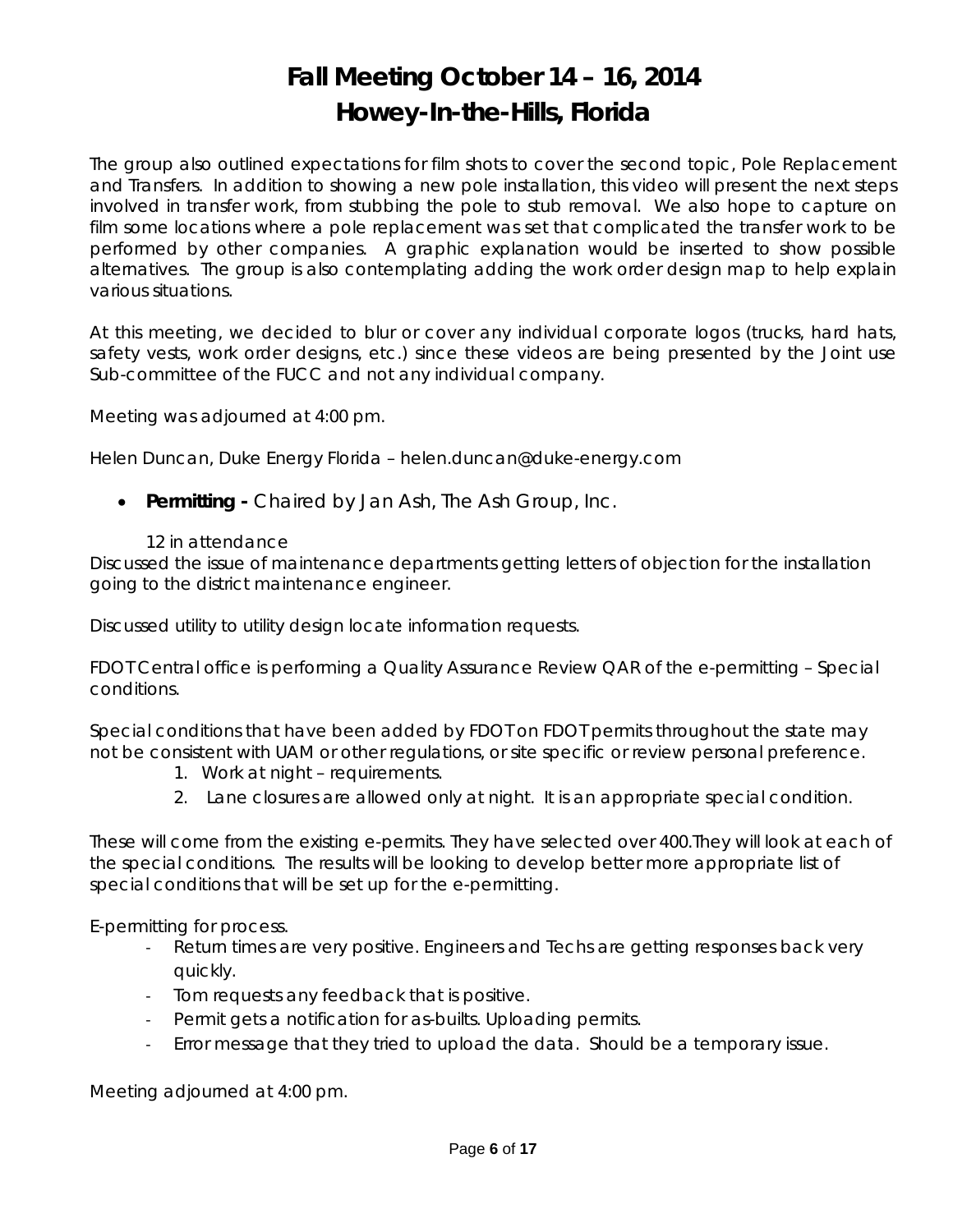# Fall Meeting October 14 – 16, 2014
# Howey-In-the-Hills, Florida

The group also outlined expectations for film shots to cover the second topic, Pole Replacement and Transfers. In addition to showing a new pole installation, this video will present the next steps involved in transfer work, from stubbing the pole to stub removal. We also hope to capture on film some locations where a pole replacement was set that complicated the transfer work to be performed by other companies. A graphic explanation would be inserted to show possible alternatives. The group is also contemplating adding the work order design map to help explain various situations.

At this meeting, we decided to blur or cover any individual corporate logos (trucks, hard hats, safety vests, work order designs, etc.) since these videos are being presented by the Joint use Sub-committee of the FUCC and not any individual company.

Meeting was adjourned at 4:00 pm.

Helen Duncan, Duke Energy Florida – helen.duncan@duke-energy.com

- **Permitting -** Chaired by Jan Ash, The Ash Group, Inc.

12 in attendance

Discussed the issue of maintenance departments getting letters of objection for the installation going to the district maintenance engineer.

Discussed utility to utility design locate information requests.

FDOT Central office is performing a Quality Assurance Review QAR of the e-permitting – Special conditions.

Special conditions that have been added by FDOT on FDOT permits throughout the state may not be consistent with UAM or other regulations, or site specific or review personal preference.

1. Work at night – requirements.
2. Lane closures are allowed only at night. It is an appropriate special condition.

These will come from the existing e-permits. They have selected over 400.They will look at each of the special conditions. The results will be looking to develop better more appropriate list of special conditions that will be set up for the e-permitting.

E-permitting for process.

- Return times are very positive. Engineers and Techs are getting responses back very quickly.
- Tom requests any feedback that is positive.
- Permit gets a notification for as-builts. Uploading permits.
- Error message that they tried to upload the data. Should be a temporary issue.

Meeting adjourned at 4:00 pm.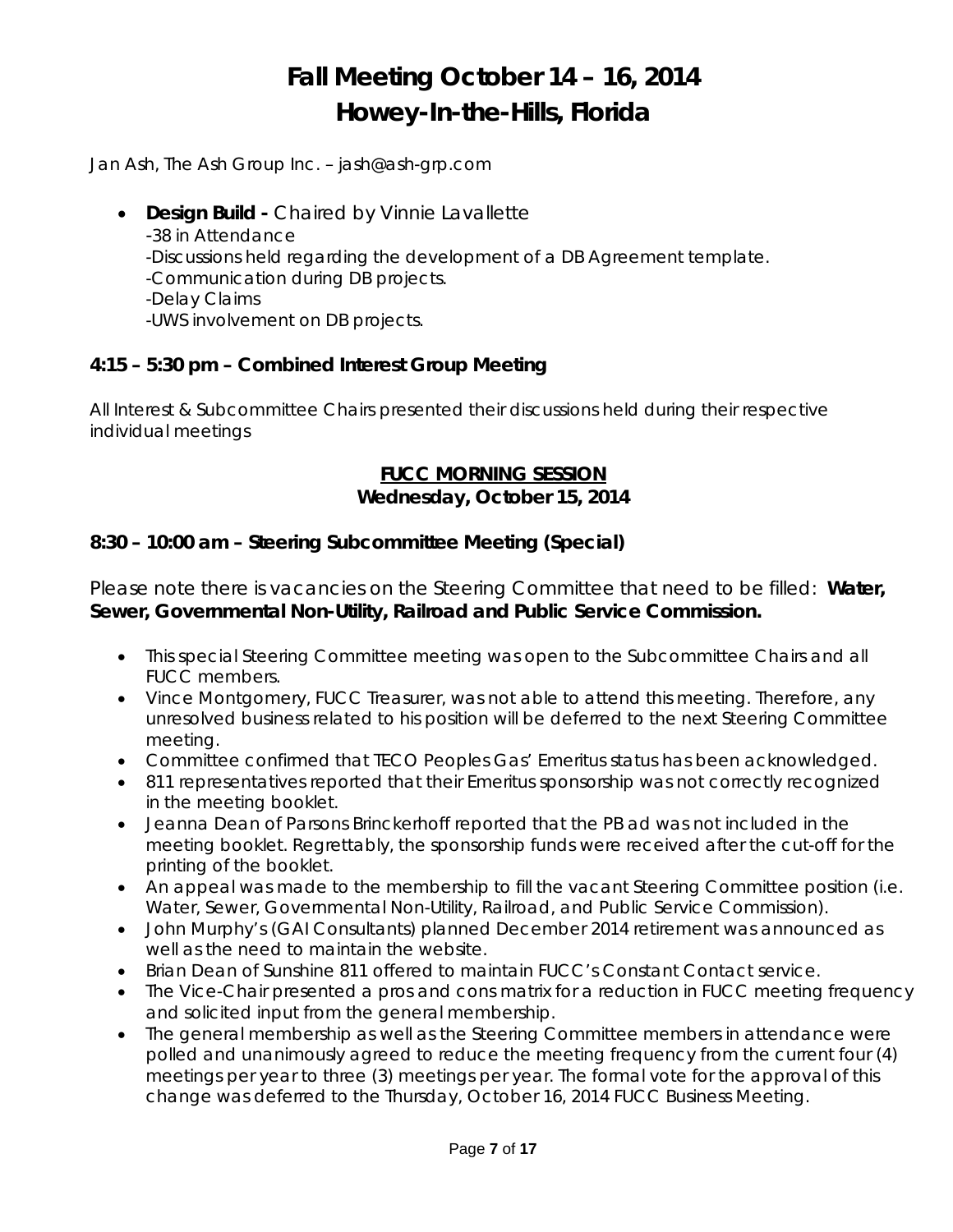# Fall Meeting October 14 – 16, 2014
# Howey-In-the-Hills, Florida

Jan Ash, The Ash Group Inc. – jash@ash-grp.com

- **Design Build -** Chaired by Vinnie Lavallette
  -38 in Attendance
  -Discussions held regarding the development of a DB Agreement template.
  -Communication during DB projects.
  -Delay Claims
  -UWS involvement on DB projects.

### 4:15 – 5:30 pm – Combined Interest Group Meeting

All Interest & Subcommittee Chairs presented their discussions held during their respective individual meetings

## FUCC MORNING SESSION
### Wednesday, October 15, 2014

### 8:30 – 10:00 am – Steering Subcommittee Meeting (Special)

Please note there is vacancies on the Steering Committee that need to be filled: **Water, Sewer, Governmental Non-Utility, Railroad and Public Service Commission.**

- This special Steering Committee meeting was open to the Subcommittee Chairs and all FUCC members.
- Vince Montgomery, FUCC Treasurer, was not able to attend this meeting. Therefore, any unresolved business related to his position will be deferred to the next Steering Committee meeting.
- Committee confirmed that TECO Peoples Gas' Emeritus status has been acknowledged.
- 811 representatives reported that their Emeritus sponsorship was not correctly recognized in the meeting booklet.
- Jeanna Dean of Parsons Brinckerhoff reported that the PB ad was not included in the meeting booklet. Regrettably, the sponsorship funds were received after the cut-off for the printing of the booklet.
- An appeal was made to the membership to fill the vacant Steering Committee position (i.e. Water, Sewer, Governmental Non-Utility, Railroad, and Public Service Commission).
- John Murphy's (GAI Consultants) planned December 2014 retirement was announced as well as the need to maintain the website.
- Brian Dean of Sunshine 811 offered to maintain FUCC's Constant Contact service.
- The Vice-Chair presented a pros and cons matrix for a reduction in FUCC meeting frequency and solicited input from the general membership.
- The general membership as well as the Steering Committee members in attendance were polled and unanimously agreed to reduce the meeting frequency from the current four (4) meetings per year to three (3) meetings per year. The formal vote for the approval of this change was deferred to the Thursday, October 16, 2014 FUCC Business Meeting.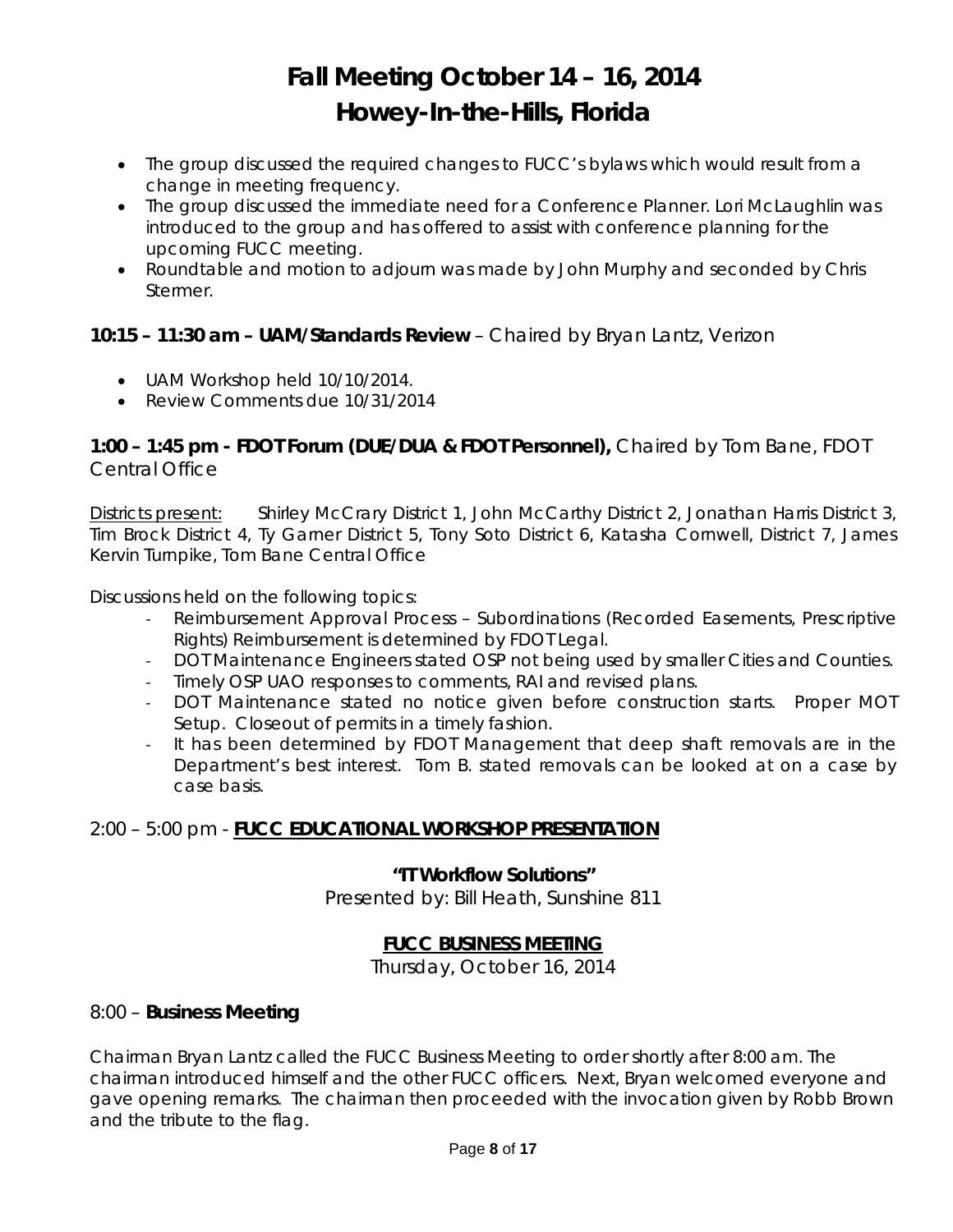# Fall Meeting October 14 – 16, 2014
# Howey-In-the-Hills, Florida

- The group discussed the required changes to FUCC's bylaws which would result from a change in meeting frequency.
- The group discussed the immediate need for a Conference Planner. Lori McLaughlin was introduced to the group and has offered to assist with conference planning for the upcoming FUCC meeting.
- Roundtable and motion to adjourn was made by John Murphy and seconded by Chris Stermer.

### **10:15 – 11:30 am – UAM/Standards Review** – Chaired by Bryan Lantz, Verizon

- UAM Workshop held 10/10/2014.
- Review Comments due 10/31/2014

### **1:00 – 1:45 pm - FDOT Forum (DUE/DUA & FDOT Personnel),** Chaired by Tom Bane, FDOT Central Office

Districts present: Shirley McCrary District 1, John McCarthy District 2, Jonathan Harris District 3, Tim Brock District 4, Ty Garner District 5, Tony Soto District 6, Katasha Cornwell, District 7, James Kervin Turnpike, Tom Bane Central Office

Discussions held on the following topics:

- Reimbursement Approval Process – Subordinations (Recorded Easements, Prescriptive Rights) Reimbursement is determined by FDOT Legal.
- DOT Maintenance Engineers stated OSP not being used by smaller Cities and Counties.
- Timely OSP UAO responses to comments, RAI and revised plans.
- DOT Maintenance stated no notice given before construction starts. Proper MOT Setup. Closeout of permits in a timely fashion.
- It has been determined by FDOT Management that deep shaft removals are in the Department's best interest. Tom B. stated removals can be looked at on a case by case basis.

### 2:00 – 5:00 pm - **FUCC EDUCATIONAL WORKSHOP PRESENTATION**

**"IT Workflow Solutions"**

Presented by: Bill Heath, Sunshine 811

## **FUCC BUSINESS MEETING**

Thursday, October 16, 2014

### 8:00 – **Business Meeting**

Chairman Bryan Lantz called the FUCC Business Meeting to order shortly after 8:00 am. The chairman introduced himself and the other FUCC officers. Next, Bryan welcomed everyone and gave opening remarks. The chairman then proceeded with the invocation given by Robb Brown and the tribute to the flag.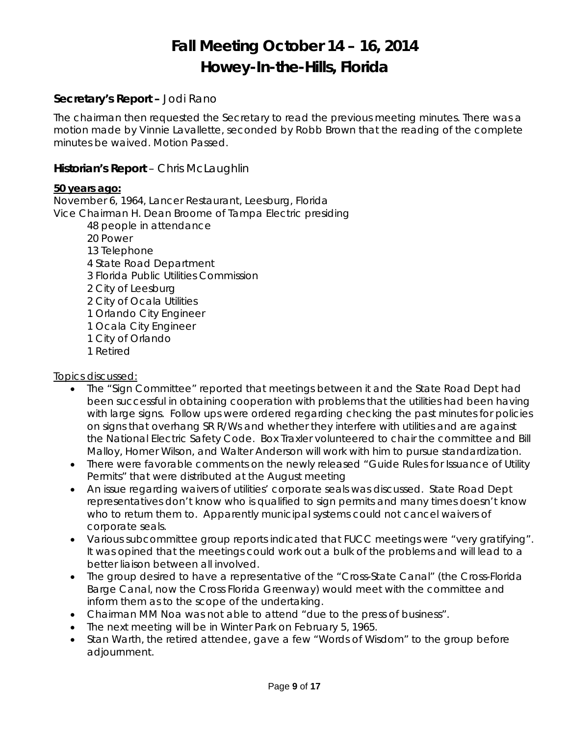# Fall Meeting October 14 – 16, 2014
# Howey-In-the-Hills, Florida

### **Secretary's Report –** Jodi Rano

The chairman then requested the Secretary to read the previous meeting minutes. There was a motion made by Vinnie Lavallette, seconded by Robb Brown that the reading of the complete minutes be waived. Motion Passed.

### **Historian's Report** – Chris McLaughlin

**50 years ago:**

November 6, 1964, Lancer Restaurant, Leesburg, Florida
Vice Chairman H. Dean Broome of Tampa Electric presiding

- 48 people in attendance
- 20 Power
- 13 Telephone
- 4 State Road Department
- 3 Florida Public Utilities Commission
- 2 City of Leesburg
- 2 City of Ocala Utilities
- 1 Orlando City Engineer
- 1 Ocala City Engineer
- 1 City of Orlando
- 1 Retired

Topics discussed:

- The "Sign Committee" reported that meetings between it and the State Road Dept had been successful in obtaining cooperation with problems that the utilities had been having with large signs. Follow ups were ordered regarding checking the past minutes for policies on signs that overhang SR R/Ws and whether they interfere with utilities and are against the National Electric Safety Code. Box Traxler volunteered to chair the committee and Bill Malloy, Homer Wilson, and Walter Anderson will work with him to pursue standardization.
- There were favorable comments on the newly released "Guide Rules for Issuance of Utility Permits" that were distributed at the August meeting
- An issue regarding waivers of utilities' corporate seals was discussed. State Road Dept representatives don't know who is qualified to sign permits and many times doesn't know who to return them to. Apparently municipal systems could not cancel waivers of corporate seals.
- Various subcommittee group reports indicated that FUCC meetings were "very gratifying". It was opined that the meetings could work out a bulk of the problems and will lead to a better liaison between all involved.
- The group desired to have a representative of the "Cross-State Canal" (the Cross-Florida Barge Canal, now the Cross Florida Greenway) would meet with the committee and inform them as to the scope of the undertaking.
- Chairman MM Noa was not able to attend "due to the press of business".
- The next meeting will be in Winter Park on February 5, 1965.
- Stan Warth, the retired attendee, gave a few "Words of Wisdom" to the group before adjournment.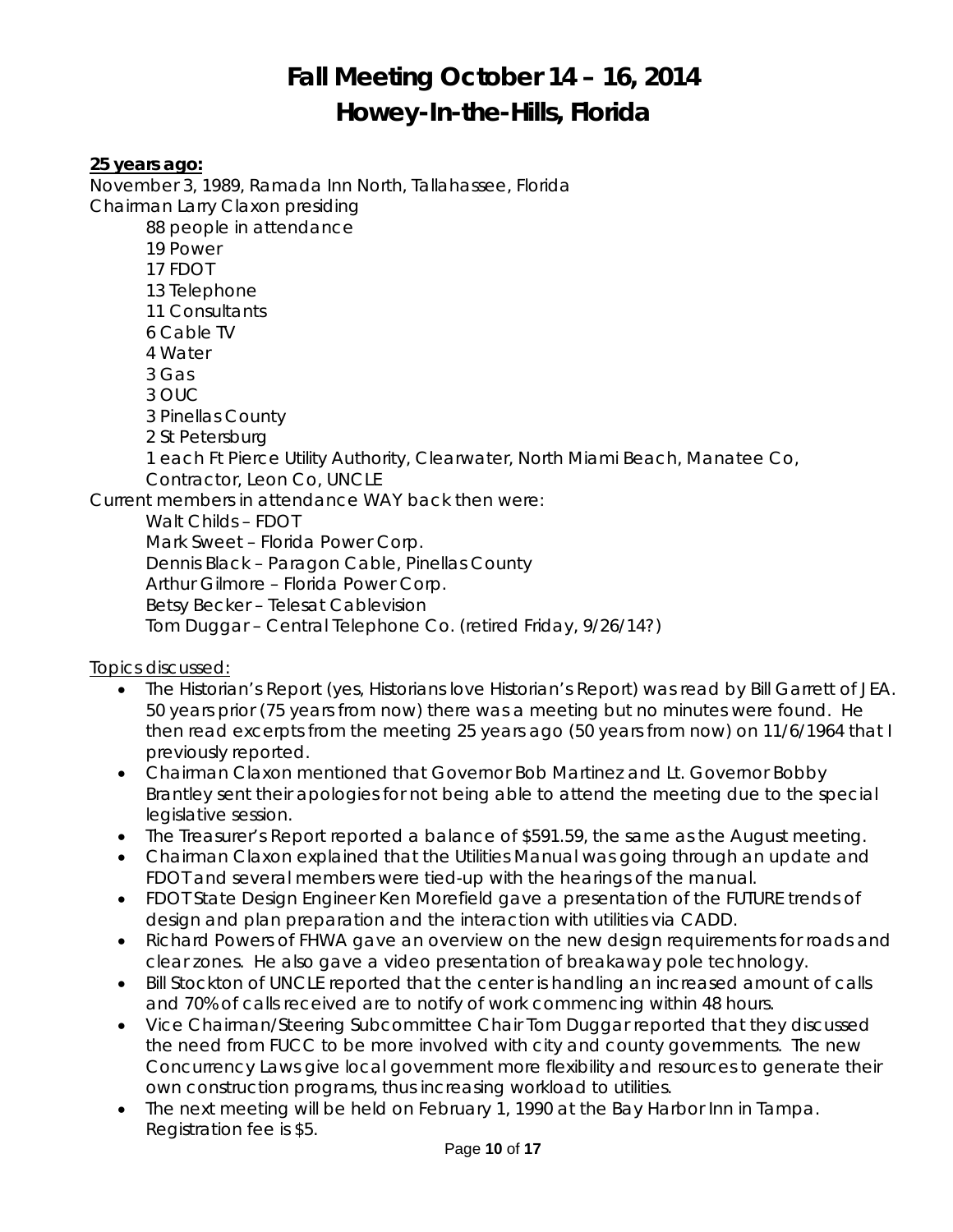# Fall Meeting October 14 – 16, 2014
# Howey-In-the-Hills, Florida

**25 years ago:**

November 3, 1989, Ramada Inn North, Tallahassee, Florida
Chairman Larry Claxon presiding

- 88 people in attendance
- 19 Power
- 17 FDOT
- 13 Telephone
- 11 Consultants
- 6 Cable TV
- 4 Water
- 3 Gas
- 3 OUC
- 3 Pinellas County
- 2 St Petersburg
- 1 each Ft Pierce Utility Authority, Clearwater, North Miami Beach, Manatee Co, Contractor, Leon Co, UNCLE

Current members in attendance WAY back then were:

- Walt Childs – FDOT
- Mark Sweet – Florida Power Corp.
- Dennis Black – Paragon Cable, Pinellas County
- Arthur Gilmore – Florida Power Corp.
- Betsy Becker – Telesat Cablevision
- Tom Duggar – Central Telephone Co. (retired Friday, 9/26/14?)

Topics discussed:

- The Historian's Report (yes, Historians love Historian's Report) was read by Bill Garrett of JEA. 50 years prior (75 years from now) there was a meeting but no minutes were found. He then read excerpts from the meeting 25 years ago (50 years from now) on 11/6/1964 that I previously reported.
- Chairman Claxon mentioned that Governor Bob Martinez and Lt. Governor Bobby Brantley sent their apologies for not being able to attend the meeting due to the special legislative session.
- The Treasurer's Report reported a balance of $591.59, the same as the August meeting.
- Chairman Claxon explained that the Utilities Manual was going through an update and FDOT and several members were tied-up with the hearings of the manual.
- FDOT State Design Engineer Ken Morefield gave a presentation of the FUTURE trends of design and plan preparation and the interaction with utilities via CADD.
- Richard Powers of FHWA gave an overview on the new design requirements for roads and clear zones. He also gave a video presentation of breakaway pole technology.
- Bill Stockton of UNCLE reported that the center is handling an increased amount of calls and 70% of calls received are to notify of work commencing within 48 hours.
- Vice Chairman/Steering Subcommittee Chair Tom Duggar reported that they discussed the need from FUCC to be more involved with city and county governments. The new Concurrency Laws give local government more flexibility and resources to generate their own construction programs, thus increasing workload to utilities.
- The next meeting will be held on February 1, 1990 at the Bay Harbor Inn in Tampa. Registration fee is $5.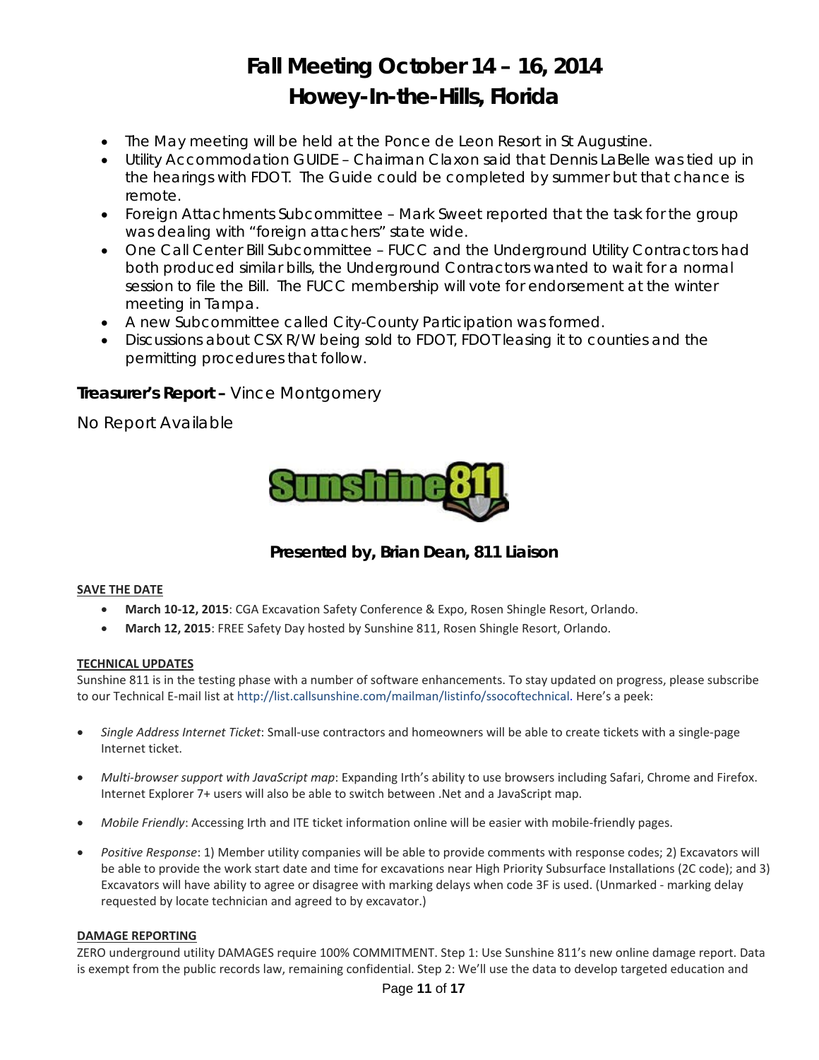# Fall Meeting October 14 – 16, 2014
# Howey-In-the-Hills, Florida

- The May meeting will be held at the Ponce de Leon Resort in St Augustine.
- Utility Accommodation GUIDE – Chairman Claxon said that Dennis LaBelle was tied up in the hearings with FDOT. The Guide could be completed by summer but that chance is remote.
- Foreign Attachments Subcommittee – Mark Sweet reported that the task for the group was dealing with "foreign attachers" state wide.
- One Call Center Bill Subcommittee – FUCC and the Underground Utility Contractors had both produced similar bills, the Underground Contractors wanted to wait for a normal session to file the Bill. The FUCC membership will vote for endorsement at the winter meeting in Tampa.
- A new Subcommittee called City-County Participation was formed.
- Discussions about CSX R/W being sold to FDOT, FDOT leasing it to counties and the permitting procedures that follow.

**Treasurer's Report –** Vince Montgomery

No Report Available

Sunshine811

### Presented by, Brian Dean, 811 Liaison

**SAVE THE DATE**

- **March 10-12, 2015**: CGA Excavation Safety Conference & Expo, Rosen Shingle Resort, Orlando.
- **March 12, 2015**: FREE Safety Day hosted by Sunshine 811, Rosen Shingle Resort, Orlando.

**TECHNICAL UPDATES**

Sunshine 811 is in the testing phase with a number of software enhancements. To stay updated on progress, please subscribe to our Technical E-mail list at http://list.callsunshine.com/mailman/listinfo/ssocoftechnical. Here's a peek:

- *Single Address Internet Ticket*: Small-use contractors and homeowners will be able to create tickets with a single-page Internet ticket.
- *Multi-browser support with JavaScript map*: Expanding Irth's ability to use browsers including Safari, Chrome and Firefox. Internet Explorer 7+ users will also be able to switch between .Net and a JavaScript map.
- *Mobile Friendly*: Accessing Irth and ITE ticket information online will be easier with mobile-friendly pages.
- *Positive Response*: 1) Member utility companies will be able to provide comments with response codes; 2) Excavators will be able to provide the work start date and time for excavations near High Priority Subsurface Installations (2C code); and 3) Excavators will have ability to agree or disagree with marking delays when code 3F is used. (Unmarked - marking delay requested by locate technician and agreed to by excavator.)

**DAMAGE REPORTING**

ZERO underground utility DAMAGES require 100% COMMITMENT. Step 1: Use Sunshine 811's new online damage report. Data is exempt from the public records law, remaining confidential. Step 2: We'll use the data to develop targeted education and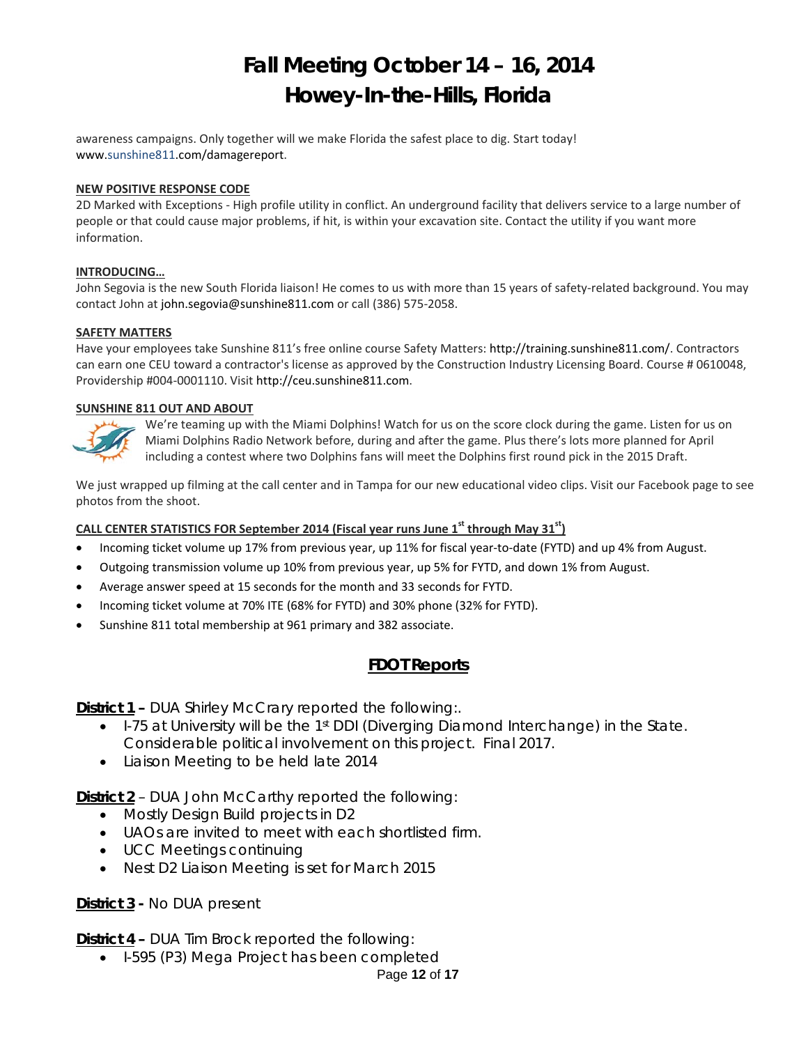awareness campaigns. Only together will we make Florida the safest place to dig. Start today! www.sunshine811.com/damagereport.

**NEW POSITIVE RESPONSE CODE**

2D Marked with Exceptions - High profile utility in conflict. An underground facility that delivers service to a large number of people or that could cause major problems, if hit, is within your excavation site. Contact the utility if you want more information.

**INTRODUCING…**

John Segovia is the new South Florida liaison! He comes to us with more than 15 years of safety-related background. You may contact John at john.segovia@sunshine811.com or call (386) 575-2058.

**SAFETY MATTERS**

Have your employees take Sunshine 811's free online course Safety Matters: http://training.sunshine811.com/. Contractors can earn one CEU toward a contractor's license as approved by the Construction Industry Licensing Board. Course # 0610048, Providership #004-0001110. Visit http://ceu.sunshine811.com.

**SUNSHINE 811 OUT AND ABOUT**

We're teaming up with the Miami Dolphins! Watch for us on the score clock during the game. Listen for us on Miami Dolphins Radio Network before, during and after the game. Plus there's lots more planned for April including a contest where two Dolphins fans will meet the Dolphins first round pick in the 2015 Draft.

We just wrapped up filming at the call center and in Tampa for our new educational video clips. Visit our Facebook page to see photos from the shoot.

**CALL CENTER STATISTICS FOR September 2014 (Fiscal year runs June 1st through May 31st)**

- Incoming ticket volume up 17% from previous year, up 11% for fiscal year-to-date (FYTD) and up 4% from August.
- Outgoing transmission volume up 10% from previous year, up 5% for FYTD, and down 1% from August.
- Average answer speed at 15 seconds for the month and 33 seconds for FYTD.
- Incoming ticket volume at 70% ITE (68% for FYTD) and 30% phone (32% for FYTD).
- Sunshine 811 total membership at 961 primary and 382 associate.

## FDOT Reports

**District 1 –** DUA Shirley McCrary reported the following:.

- I-75 at University will be the 1st DDI (Diverging Diamond Interchange) in the State. Considerable political involvement on this project. Final 2017.
- Liaison Meeting to be held late 2014

**District 2** – DUA John McCarthy reported the following:

- Mostly Design Build projects in D2
- UAOs are invited to meet with each shortlisted firm.
- UCC Meetings continuing
- Nest D2 Liaison Meeting is set for March 2015

**District 3 -** No DUA present

**District 4 –** DUA Tim Brock reported the following:

- I-595 (P3) Mega Project has been completed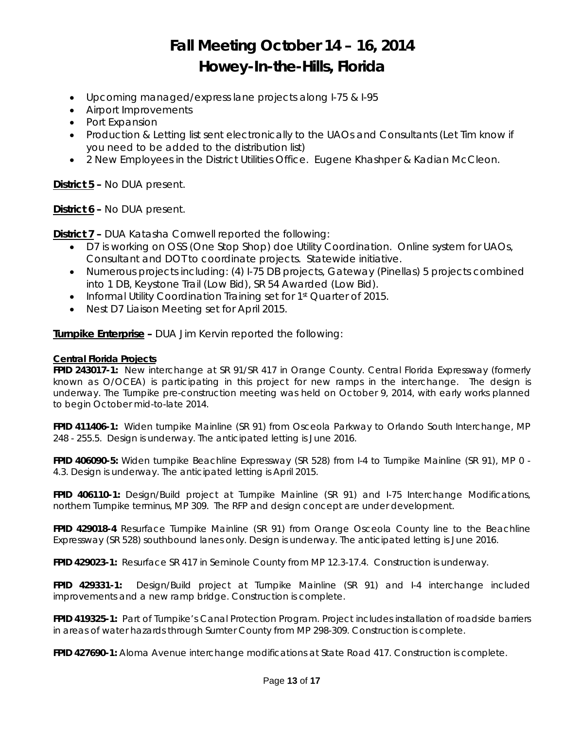# Fall Meeting October 14 – 16, 2014
# Howey-In-the-Hills, Florida

- Upcoming managed/express lane projects along I-75 & I-95
- Airport Improvements
- Port Expansion
- Production & Letting list sent electronically to the UAOs and Consultants (Let Tim know if you need to be added to the distribution list)
- 2 New Employees in the District Utilities Office. Eugene Khashper & Kadian McCleon.

**District 5 –** No DUA present.

**District 6 –** No DUA present.

**District 7 –** DUA Katasha Cornwell reported the following:

- D7 is working on OSS (One Stop Shop) doe Utility Coordination. Online system for UAOs, Consultant and DOT to coordinate projects. Statewide initiative.
- Numerous projects including: (4) I-75 DB projects, Gateway (Pinellas) 5 projects combined into 1 DB, Keystone Trail (Low Bid), SR 54 Awarded (Low Bid).
- Informal Utility Coordination Training set for 1st Quarter of 2015.
- Nest D7 Liaison Meeting set for April 2015.

**Turnpike Enterprise –** DUA Jim Kervin reported the following:

**Central Florida Projects**

**FPID 243017-1:** New interchange at SR 91/SR 417 in Orange County. Central Florida Expressway (formerly known as O/OCEA) is participating in this project for new ramps in the interchange. The design is underway. The Turnpike pre-construction meeting was held on October 9, 2014, with early works planned to begin October mid-to-late 2014.

**FPID 411406-1:** Widen turnpike Mainline (SR 91) from Osceola Parkway to Orlando South Interchange, MP 248 - 255.5. Design is underway. The anticipated letting is June 2016.

**FPID 406090-5:** Widen turnpike Beachline Expressway (SR 528) from I-4 to Turnpike Mainline (SR 91), MP 0 - 4.3. Design is underway. The anticipated letting is April 2015.

**FPID 406110-1:** Design/Build project at Turnpike Mainline (SR 91) and I-75 Interchange Modifications, northern Turnpike terminus, MP 309. The RFP and design concept are under development.

**FPID 429018-4** Resurface Turnpike Mainline (SR 91) from Orange Osceola County line to the Beachline Expressway (SR 528) southbound lanes only. Design is underway. The anticipated letting is June 2016.

**FPID 429023-1:** Resurface SR 417 in Seminole County from MP 12.3-17.4. Construction is underway.

**FPID 429331-1:** Design/Build project at Turnpike Mainline (SR 91) and I-4 interchange included improvements and a new ramp bridge. Construction is complete.

**FPID 419325-1:** Part of Turnpike's Canal Protection Program. Project includes installation of roadside barriers in areas of water hazards through Sumter County from MP 298-309. Construction is complete.

**FPID 427690-1:** Aloma Avenue interchange modifications at State Road 417. Construction is complete.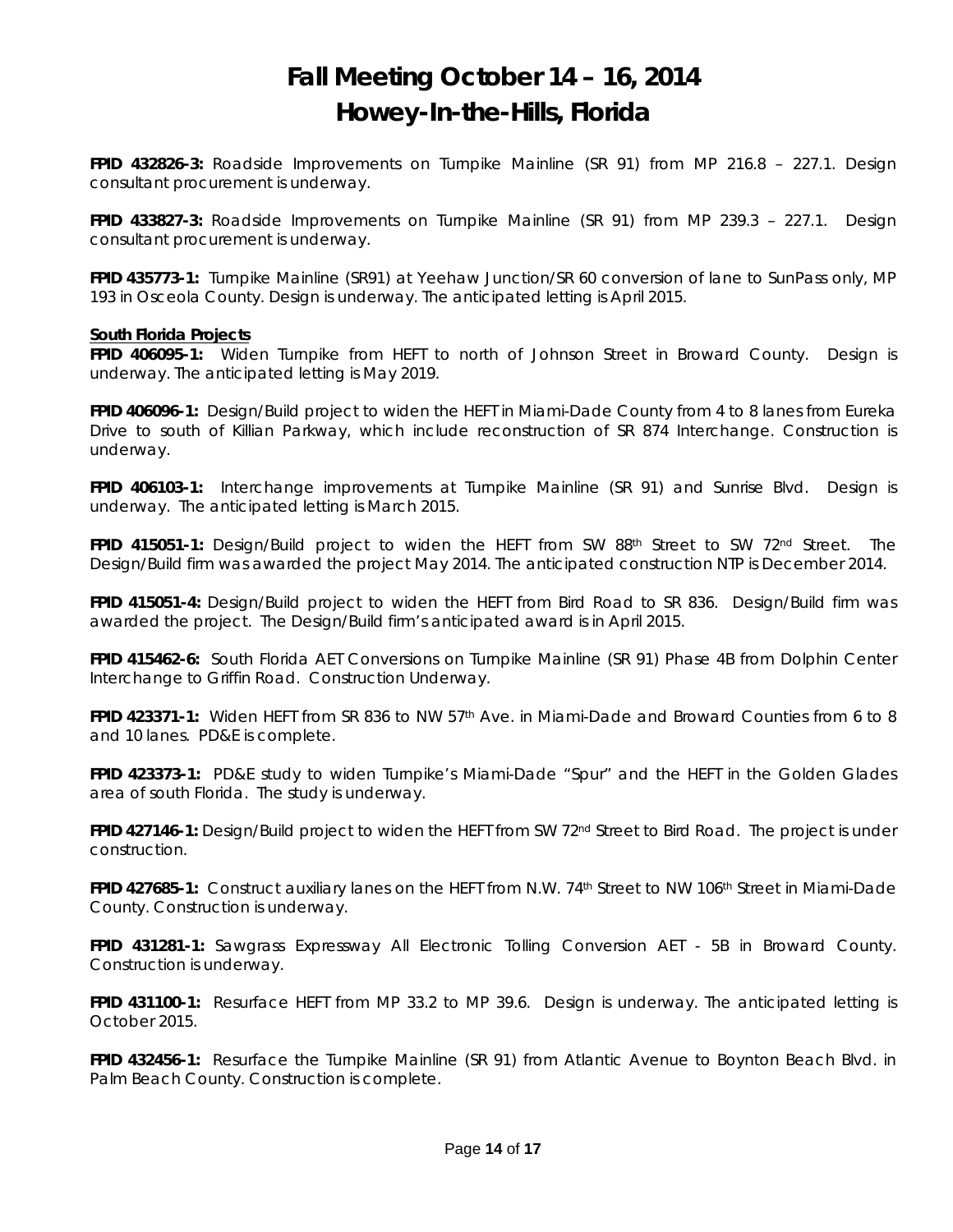# Fall Meeting October 14 – 16, 2014
# Howey-In-the-Hills, Florida

**FPID 432826-3:** Roadside Improvements on Turnpike Mainline (SR 91) from MP 216.8 – 227.1. Design consultant procurement is underway.

**FPID 433827-3:** Roadside Improvements on Turnpike Mainline (SR 91) from MP 239.3 – 227.1. Design consultant procurement is underway.

**FPID 435773-1:** Turnpike Mainline (SR91) at Yeehaw Junction/SR 60 conversion of lane to SunPass only, MP 193 in Osceola County. Design is underway. The anticipated letting is April 2015.

**South Florida Projects**

**FPID 406095-1:** Widen Turnpike from HEFT to north of Johnson Street in Broward County. Design is underway. The anticipated letting is May 2019.

**FPID 406096-1:** Design/Build project to widen the HEFT in Miami-Dade County from 4 to 8 lanes from Eureka Drive to south of Killian Parkway, which include reconstruction of SR 874 Interchange. Construction is underway.

**FPID 406103-1:** Interchange improvements at Turnpike Mainline (SR 91) and Sunrise Blvd. Design is underway. The anticipated letting is March 2015.

**FPID 415051-1:** Design/Build project to widen the HEFT from SW 88th Street to SW 72nd Street. The Design/Build firm was awarded the project May 2014. The anticipated construction NTP is December 2014.

**FPID 415051-4:** Design/Build project to widen the HEFT from Bird Road to SR 836. Design/Build firm was awarded the project. The Design/Build firm's anticipated award is in April 2015.

**FPID 415462-6:** South Florida AET Conversions on Turnpike Mainline (SR 91) Phase 4B from Dolphin Center Interchange to Griffin Road. Construction Underway.

**FPID 423371-1:** Widen HEFT from SR 836 to NW 57th Ave. in Miami-Dade and Broward Counties from 6 to 8 and 10 lanes. PD&E is complete.

**FPID 423373-1:** PD&E study to widen Turnpike's Miami-Dade "Spur" and the HEFT in the Golden Glades area of south Florida. The study is underway.

**FPID 427146-1:** Design/Build project to widen the HEFT from SW 72nd Street to Bird Road. The project is under construction.

**FPID 427685-1:** Construct auxiliary lanes on the HEFT from N.W. 74th Street to NW 106th Street in Miami-Dade County. Construction is underway.

**FPID 431281-1:** Sawgrass Expressway All Electronic Tolling Conversion AET - 5B in Broward County. Construction is underway.

**FPID 431100-1:** Resurface HEFT from MP 33.2 to MP 39.6. Design is underway. The anticipated letting is October 2015.

**FPID 432456-1:** Resurface the Turnpike Mainline (SR 91) from Atlantic Avenue to Boynton Beach Blvd. in Palm Beach County. Construction is complete.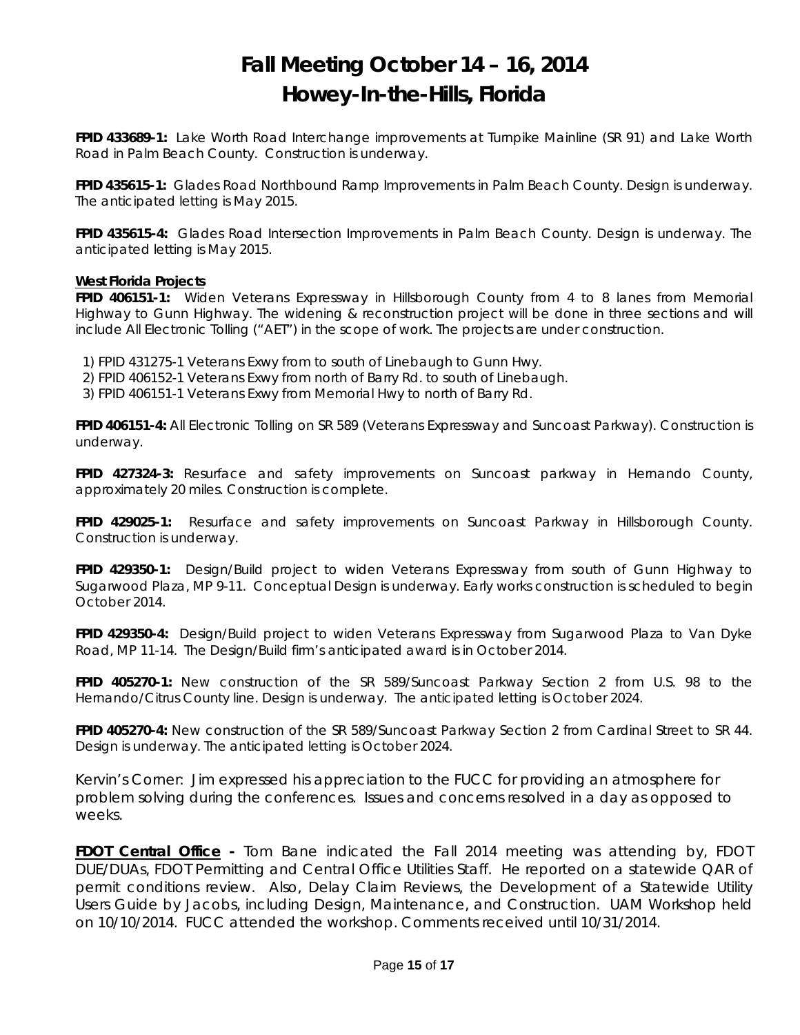# Fall Meeting October 14 – 16, 2014
# Howey-In-the-Hills, Florida

**FPID 433689-1:** Lake Worth Road Interchange improvements at Turnpike Mainline (SR 91) and Lake Worth Road in Palm Beach County. Construction is underway.

**FPID 435615-1:** Glades Road Northbound Ramp Improvements in Palm Beach County. Design is underway. The anticipated letting is May 2015.

**FPID 435615-4:** Glades Road Intersection Improvements in Palm Beach County. Design is underway. The anticipated letting is May 2015.

**West Florida Projects**

**FPID 406151-1:** Widen Veterans Expressway in Hillsborough County from 4 to 8 lanes from Memorial Highway to Gunn Highway. The widening & reconstruction project will be done in three sections and will include All Electronic Tolling ("AET") in the scope of work. The projects are under construction.

1) FPID 431275-1 Veterans Exwy from to south of Linebaugh to Gunn Hwy.
2) FPID 406152-1 Veterans Exwy from north of Barry Rd. to south of Linebaugh.
3) FPID 406151-1 Veterans Exwy from Memorial Hwy to north of Barry Rd.

**FPID 406151-4:** All Electronic Tolling on SR 589 (Veterans Expressway and Suncoast Parkway). Construction is underway.

**FPID 427324-3:** Resurface and safety improvements on Suncoast parkway in Hernando County, approximately 20 miles. Construction is complete.

**FPID 429025-1:** Resurface and safety improvements on Suncoast Parkway in Hillsborough County. Construction is underway.

**FPID 429350-1:** Design/Build project to widen Veterans Expressway from south of Gunn Highway to Sugarwood Plaza, MP 9-11. Conceptual Design is underway. Early works construction is scheduled to begin October 2014.

**FPID 429350-4:** Design/Build project to widen Veterans Expressway from Sugarwood Plaza to Van Dyke Road, MP 11-14. The Design/Build firm's anticipated award is in October 2014.

**FPID 405270-1:** New construction of the SR 589/Suncoast Parkway Section 2 from U.S. 98 to the Hernando/Citrus County line. Design is underway. The anticipated letting is October 2024.

**FPID 405270-4:** New construction of the SR 589/Suncoast Parkway Section 2 from Cardinal Street to SR 44. Design is underway. The anticipated letting is October 2024.

Kervin's Corner: Jim expressed his appreciation to the FUCC for providing an atmosphere for problem solving during the conferences. Issues and concerns resolved in a day as opposed to weeks.

**FDOT Central Office -** Tom Bane indicated the Fall 2014 meeting was attending by, FDOT DUE/DUAs, FDOT Permitting and Central Office Utilities Staff. He reported on a statewide QAR of permit conditions review. Also, Delay Claim Reviews, the Development of a Statewide Utility Users Guide by Jacobs, including Design, Maintenance, and Construction. UAM Workshop held on 10/10/2014. FUCC attended the workshop. Comments received until 10/31/2014.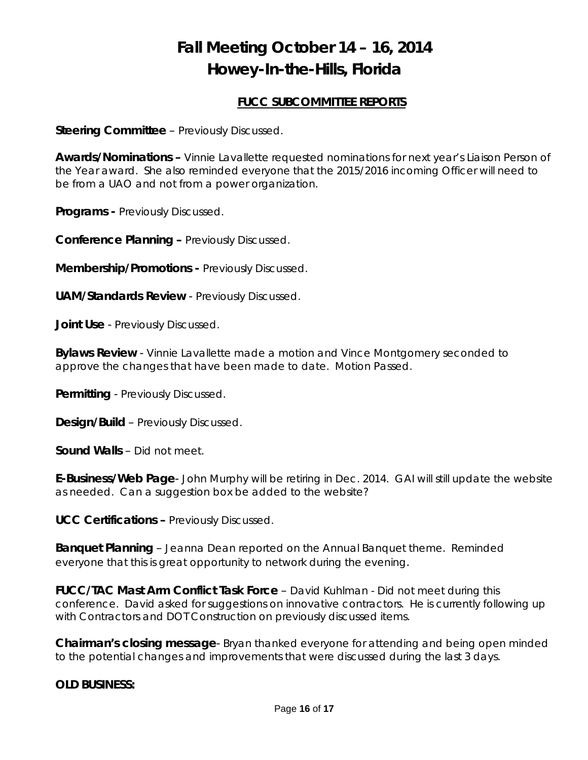# Fall Meeting October 14 – 16, 2014
# Howey-In-the-Hills, Florida

## FUCC SUBCOMMITTEE REPORTS

**Steering Committee** – Previously Discussed.

**Awards/Nominations –** Vinnie Lavallette requested nominations for next year's Liaison Person of the Year award. She also reminded everyone that the 2015/2016 incoming Officer will need to be from a UAO and not from a power organization.

**Programs -** Previously Discussed.

**Conference Planning –** Previously Discussed.

**Membership/Promotions -** Previously Discussed.

**UAM/Standards Review** - Previously Discussed.

**Joint Use** - Previously Discussed.

**Bylaws Review** - Vinnie Lavallette made a motion and Vince Montgomery seconded to approve the changes that have been made to date. Motion Passed.

**Permitting** - Previously Discussed.

**Design/Build** – Previously Discussed.

**Sound Walls** – Did not meet.

**E-Business/Web Page**- John Murphy will be retiring in Dec. 2014. GAI will still update the website as needed. Can a suggestion box be added to the website?

**UCC Certifications –** Previously Discussed.

**Banquet Planning** – Jeanna Dean reported on the Annual Banquet theme. Reminded everyone that this is great opportunity to network during the evening.

**FUCC/TAC Mast Arm Conflict Task Force** – David Kuhlman - Did not meet during this conference. David asked for suggestions on innovative contractors. He is currently following up with Contractors and DOT Construction on previously discussed items.

**Chairman's closing message**- Bryan thanked everyone for attending and being open minded to the potential changes and improvements that were discussed during the last 3 days.

**OLD BUSINESS:**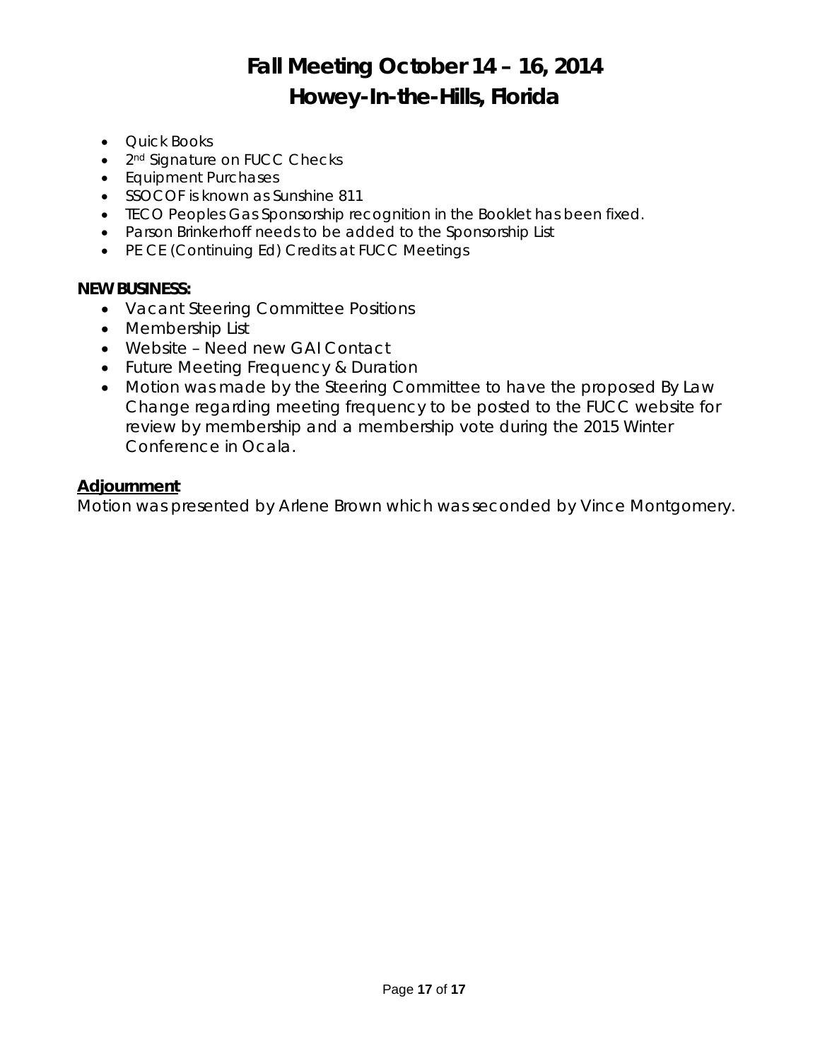# Fall Meeting October 14 – 16, 2014
# Howey-In-the-Hills, Florida

- Quick Books
- 2nd Signature on FUCC Checks
- Equipment Purchases
- SSOCOF is known as Sunshine 811
- TECO Peoples Gas Sponsorship recognition in the Booklet has been fixed.
- Parson Brinkerhoff needs to be added to the Sponsorship List
- PE CE (Continuing Ed) Credits at FUCC Meetings

**NEW BUSINESS:**

- Vacant Steering Committee Positions
- Membership List
- Website – Need new GAI Contact
- Future Meeting Frequency & Duration
- Motion was made by the Steering Committee to have the proposed By Law Change regarding meeting frequency to be posted to the FUCC website for review by membership and a membership vote during the 2015 Winter Conference in Ocala.

**Adjournment**

Motion was presented by Arlene Brown which was seconded by Vince Montgomery.